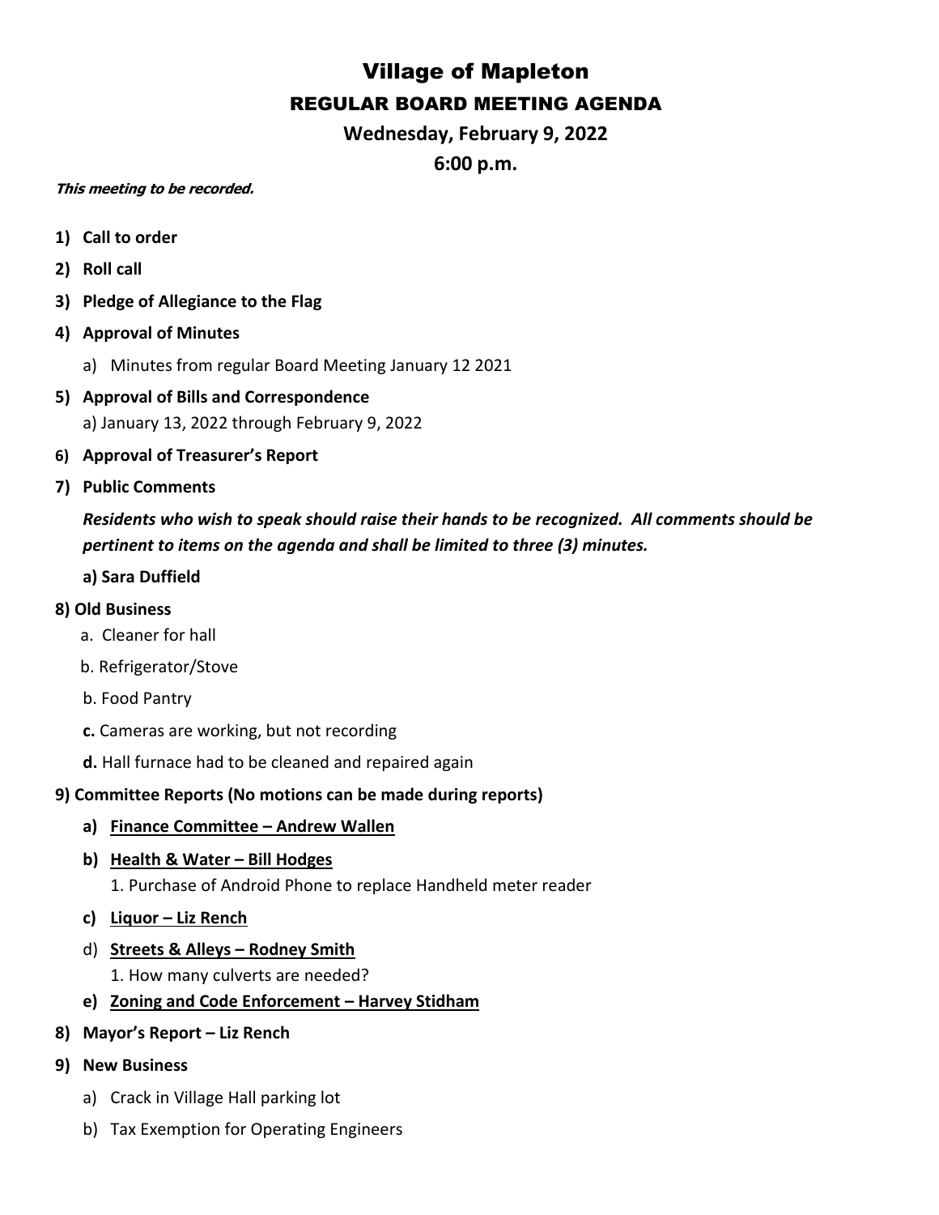# Village of Mapleton

## REGULAR BOARD MEETING AGENDA

### Wednesday, February 9, 2022

### 6:00 p.m.

***This meeting to be recorded.***

1) **Call to order**
2) **Roll call**
3) **Pledge of Allegiance to the Flag**
4) **Approval of Minutes**
   a) Minutes from regular Board Meeting January 12 2021
5) **Approval of Bills and Correspondence**
   a) January 13, 2022 through February 9, 2022
6) **Approval of Treasurer's Report**
7) **Public Comments**

   ***Residents who wish to speak should raise their hands to be recognized. All comments should be pertinent to items on the agenda and shall be limited to three (3) minutes.***

   **a) Sara Duffield**

**8) Old Business**

   a. Cleaner for hall

   b. Refrigerator/Stove

   b. Food Pantry

   **c.** Cameras are working, but not recording

   **d.** Hall furnace had to be cleaned and repaired again

**9) Committee Reports (No motions can be made during reports)**

   a) **<u>Finance Committee – Andrew Wallen</u>**

   b) **<u>Health & Water – Bill Hodges</u>**

      1. Purchase of Android Phone to replace Handheld meter reader

   c) **<u>Liquor – Liz Rench</u>**

   d) **<u>Streets & Alleys – Rodney Smith</u>**

      1. How many culverts are needed?

   e) **<u>Zoning and Code Enforcement – Harvey Stidham</u>**

8) **Mayor's Report – Liz Rench**
9) **New Business**
   a) Crack in Village Hall parking lot
   b) Tax Exemption for Operating Engineers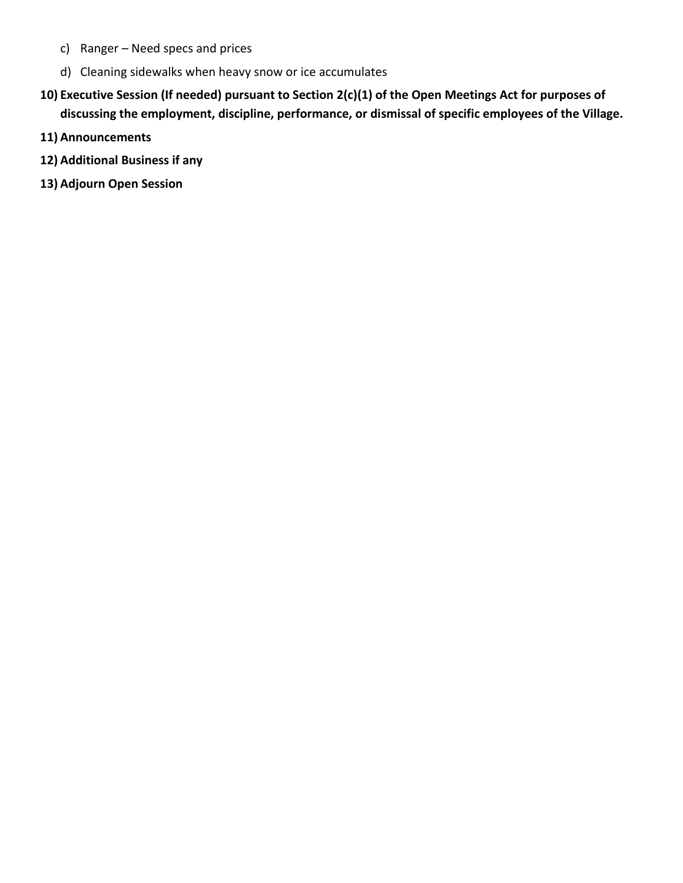c) Ranger – Need specs and prices

d) Cleaning sidewalks when heavy snow or ice accumulates

10) **Executive Session (If needed) pursuant to Section 2(c)(1) of the Open Meetings Act for purposes of discussing the employment, discipline, performance, or dismissal of specific employees of the Village.**

11) **Announcements**

12) **Additional Business if any**

13) **Adjourn Open Session**